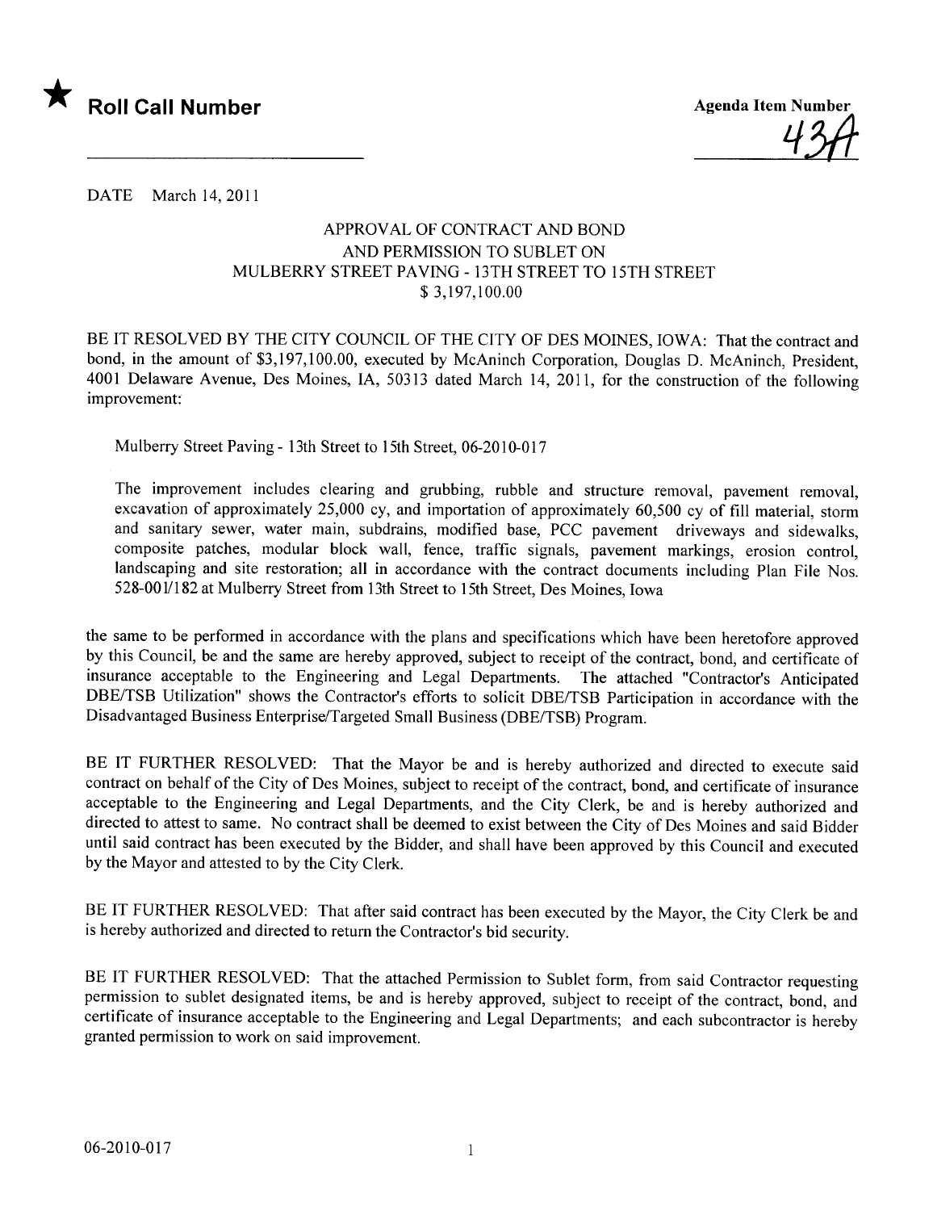★ **Roll Call Number**

**Agenda Item Number**

43A

DATE March 14, 2011

APPROVAL OF CONTRACT AND BOND
AND PERMISSION TO SUBLET ON
MULBERRY STREET PAVING - 13TH STREET TO 15TH STREET
$ 3,197,100.00

BE IT RESOLVED BY THE CITY COUNCIL OF THE CITY OF DES MOINES, IOWA: That the contract and bond, in the amount of $3,197,100.00, executed by McAninch Corporation, Douglas D. McAninch, President, 4001 Delaware Avenue, Des Moines, IA, 50313 dated March 14, 2011, for the construction of the following improvement:

Mulberry Street Paving - 13th Street to 15th Street, 06-2010-017

The improvement includes clearing and grubbing, rubble and structure removal, pavement removal, excavation of approximately 25,000 cy, and importation of approximately 60,500 cy of fill material, storm and sanitary sewer, water main, subdrains, modified base, PCC pavement driveways and sidewalks, composite patches, modular block wall, fence, traffic signals, pavement markings, erosion control, landscaping and site restoration; all in accordance with the contract documents including Plan File Nos. 528-001/182 at Mulberry Street from 13th Street to 15th Street, Des Moines, Iowa

the same to be performed in accordance with the plans and specifications which have been heretofore approved by this Council, be and the same are hereby approved, subject to receipt of the contract, bond, and certificate of insurance acceptable to the Engineering and Legal Departments. The attached "Contractor's Anticipated DBE/TSB Utilization" shows the Contractor's efforts to solicit DBE/TSB Participation in accordance with the Disadvantaged Business Enterprise/Targeted Small Business (DBE/TSB) Program.

BE IT FURTHER RESOLVED: That the Mayor be and is hereby authorized and directed to execute said contract on behalf of the City of Des Moines, subject to receipt of the contract, bond, and certificate of insurance acceptable to the Engineering and Legal Departments, and the City Clerk, be and is hereby authorized and directed to attest to same. No contract shall be deemed to exist between the City of Des Moines and said Bidder until said contract has been executed by the Bidder, and shall have been approved by this Council and executed by the Mayor and attested to by the City Clerk.

BE IT FURTHER RESOLVED: That after said contract has been executed by the Mayor, the City Clerk be and is hereby authorized and directed to return the Contractor's bid security.

BE IT FURTHER RESOLVED: That the attached Permission to Sublet form, from said Contractor requesting permission to sublet designated items, be and is hereby approved, subject to receipt of the contract, bond, and certificate of insurance acceptable to the Engineering and Legal Departments; and each subcontractor is hereby granted permission to work on said improvement.

06-2010-017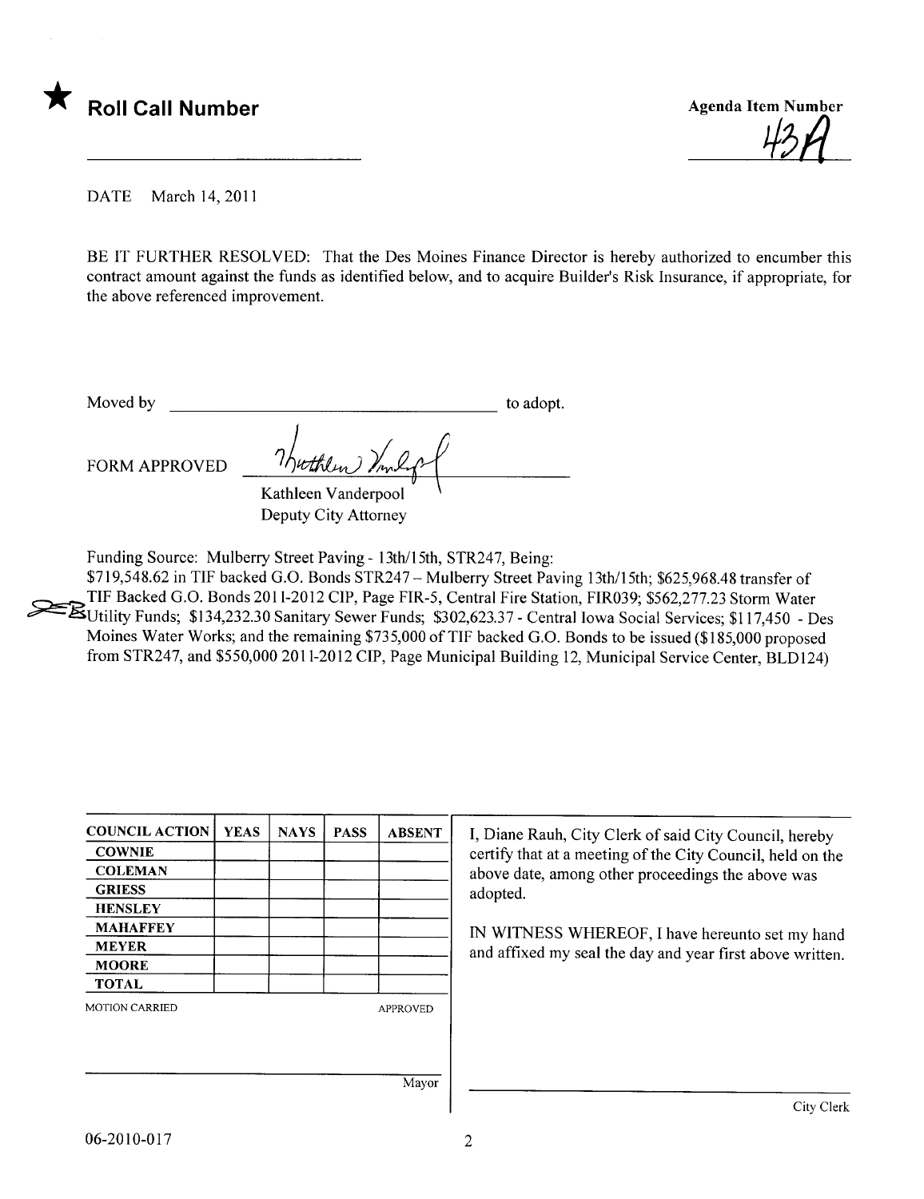★ **Roll Call Number**

Agenda Item Number

43A

DATE March 14, 2011

BE IT FURTHER RESOLVED: That the Des Moines Finance Director is hereby authorized to encumber this contract amount against the funds as identified below, and to acquire Builder's Risk Insurance, if appropriate, for the above referenced improvement.

Moved by ______________________________ to adopt.

FORM APPROVED ______________________________
Kathleen Vanderpool
Deputy City Attorney

Funding Source: Mulberry Street Paving - 13th/15th, STR247, Being:
$719,548.62 in TIF backed G.O. Bonds STR247 – Mulberry Street Paving 13th/15th; $625,968.48 transfer of TIF Backed G.O. Bonds 2011-2012 CIP, Page FIR-5, Central Fire Station, FIR039; $562,277.23 Storm Water Utility Funds; $134,232.30 Sanitary Sewer Funds; $302,623.37 - Central Iowa Social Services; $117,450 - Des Moines Water Works; and the remaining $735,000 of TIF backed G.O. Bonds to be issued ($185,000 proposed from STR247, and $550,000 2011-2012 CIP, Page Municipal Building 12, Municipal Service Center, BLD124)

| COUNCIL ACTION | YEAS | NAYS | PASS | ABSENT |
|---|---|---|---|---|
| COWNIE | | | | |
| COLEMAN | | | | |
| GRIESS | | | | |
| HENSLEY | | | | |
| MAHAFFEY | | | | |
| MEYER | | | | |
| MOORE | | | | |
| TOTAL | | | | |

MOTION CARRIED APPROVED

______________________________ Mayor

I, Diane Rauh, City Clerk of said City Council, hereby certify that at a meeting of the City Council, held on the above date, among other proceedings the above was adopted.

IN WITNESS WHEREOF, I have hereunto set my hand and affixed my seal the day and year first above written.

______________________________ City Clerk

06-2010-017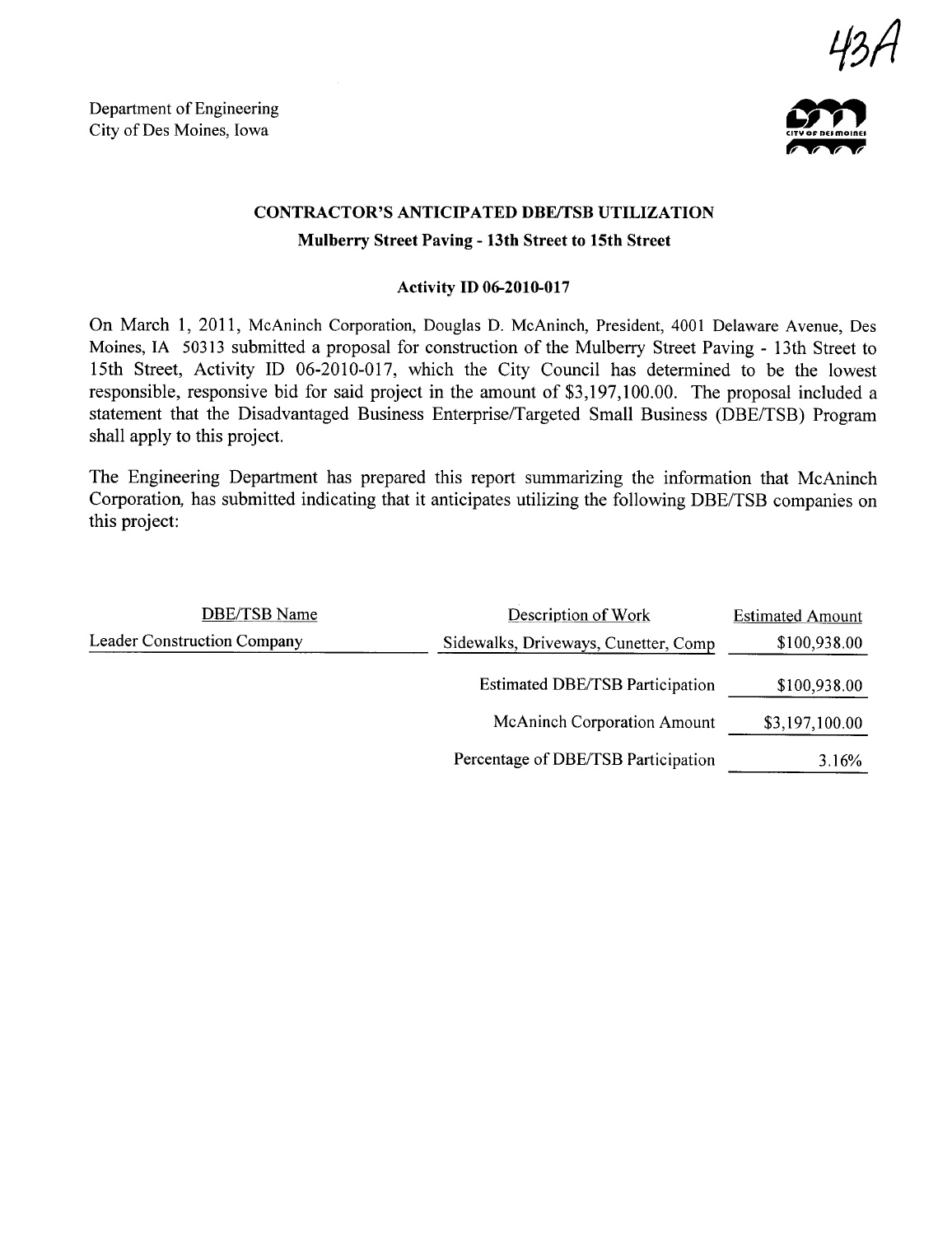43A

Department of Engineering
City of Des Moines, Iowa

## CONTRACTOR'S ANTICIPATED DBE/TSB UTILIZATION

### Mulberry Street Paving - 13th Street to 15th Street

#### Activity ID 06-2010-017

On March 1, 2011, McAninch Corporation, Douglas D. McAninch, President, 4001 Delaware Avenue, Des Moines, IA 50313 submitted a proposal for construction of the Mulberry Street Paving - 13th Street to 15th Street, Activity ID 06-2010-017, which the City Council has determined to be the lowest responsible, responsive bid for said project in the amount of $3,197,100.00. The proposal included a statement that the Disadvantaged Business Enterprise/Targeted Small Business (DBE/TSB) Program shall apply to this project.

The Engineering Department has prepared this report summarizing the information that McAninch Corporation, has submitted indicating that it anticipates utilizing the following DBE/TSB companies on this project:

| DBE/TSB Name | Description of Work | Estimated Amount |
|---|---|---|
| Leader Construction Company | Sidewalks, Driveways, Cunetter, Comp | $100,938.00 |
| | Estimated DBE/TSB Participation | $100,938.00 |
| | McAninch Corporation Amount | $3,197,100.00 |
| | Percentage of DBE/TSB Participation | 3.16% |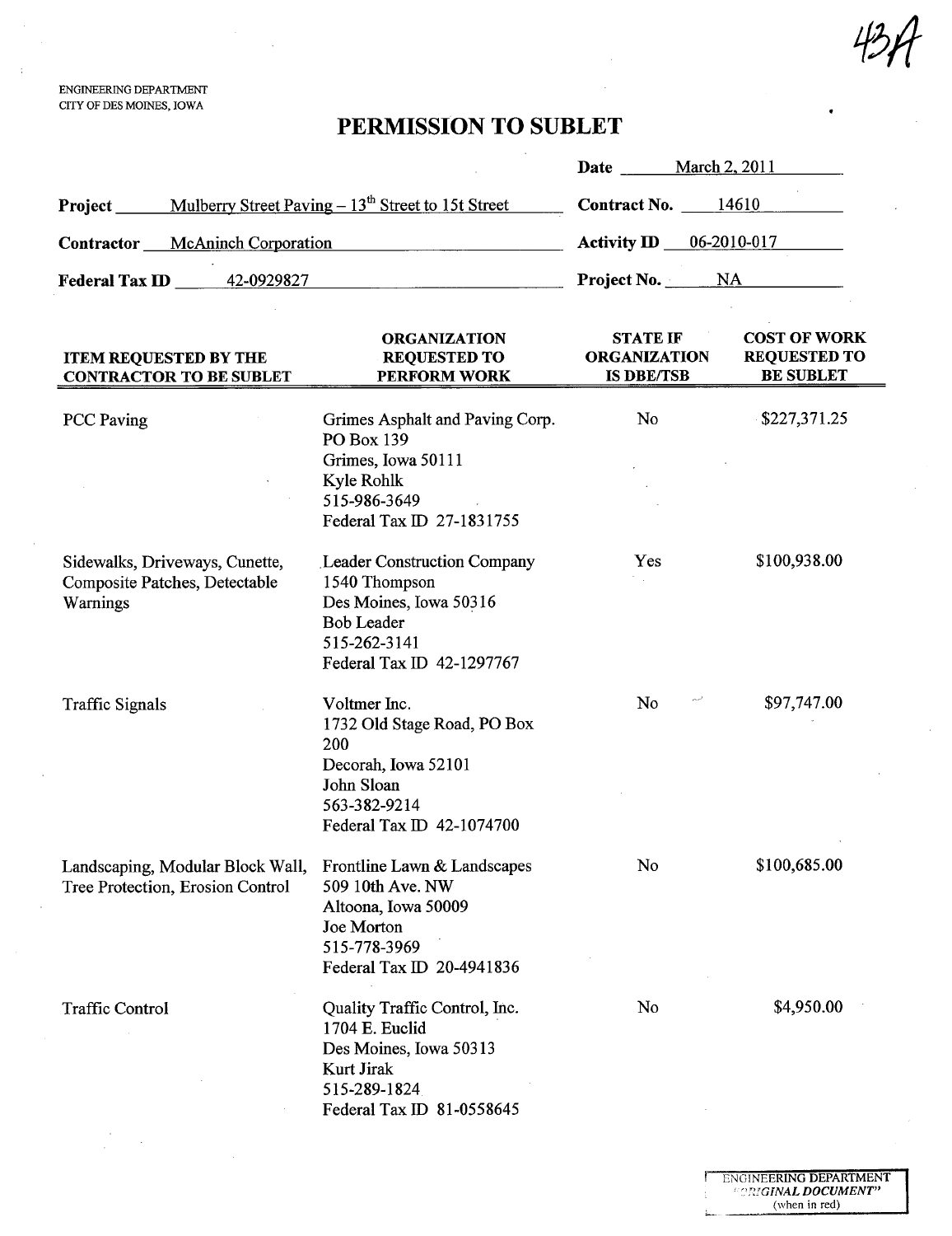43A

ENGINEERING DEPARTMENT
CITY OF DES MOINES, IOWA

# PERMISSION TO SUBLET

**Date** March 2, 2011

**Project** Mulberry Street Paving – 13th Street to 15t Street

**Contract No.** 14610

**Contractor** McAninch Corporation

**Activity ID** 06-2010-017

**Federal Tax ID** 42-0929827

**Project No.** NA

| ITEM REQUESTED BY THE CONTRACTOR TO BE SUBLET | ORGANIZATION REQUESTED TO PERFORM WORK | STATE IF ORGANIZATION IS DBE/TSB | COST OF WORK REQUESTED TO BE SUBLET |
|---|---|---|---|
| PCC Paving | Grimes Asphalt and Paving Corp.<br>PO Box 139<br>Grimes, Iowa 50111<br>Kyle Rohlk<br>515-986-3649<br>Federal Tax ID 27-1831755 | No | $227,371.25 |
| Sidewalks, Driveways, Cunette, Composite Patches, Detectable Warnings | Leader Construction Company<br>1540 Thompson<br>Des Moines, Iowa 50316<br>Bob Leader<br>515-262-3141<br>Federal Tax ID 42-1297767 | Yes | $100,938.00 |
| Traffic Signals | Voltmer Inc.<br>1732 Old Stage Road, PO Box 200<br>Decorah, Iowa 52101<br>John Sloan<br>563-382-9214<br>Federal Tax ID 42-1074700 | No | $97,747.00 |
| Landscaping, Modular Block Wall, Tree Protection, Erosion Control | Frontline Lawn & Landscapes<br>509 10th Ave. NW<br>Altoona, Iowa 50009<br>Joe Morton<br>515-778-3969<br>Federal Tax ID 20-4941836 | No | $100,685.00 |
| Traffic Control | Quality Traffic Control, Inc.<br>1704 E. Euclid<br>Des Moines, Iowa 50313<br>Kurt Jirak<br>515-289-1824<br>Federal Tax ID 81-0558645 | No | $4,950.00 |

ENGINEERING DEPARTMENT
"ORIGINAL DOCUMENT"
(when in red)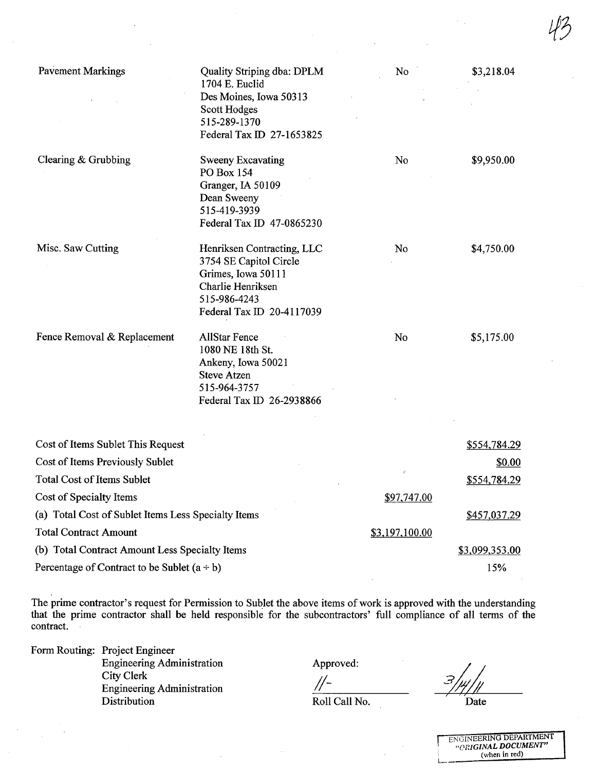| | | | |
|---|---|---|---|
| Pavement Markings | Quality Striping dba: DPLM<br>1704 E. Euclid<br>Des Moines, Iowa 50313<br>Scott Hodges<br>515-289-1370<br>Federal Tax ID 27-1653825 | No | $3,218.04 |
| Clearing & Grubbing | Sweeny Excavating<br>PO Box 154<br>Granger, IA 50109<br>Dean Sweeny<br>515-419-3939<br>Federal Tax ID 47-0865230 | No | $9,950.00 |
| Misc. Saw Cutting | Henriksen Contracting, LLC<br>3754 SE Capitol Circle<br>Grimes, Iowa 50111<br>Charlie Henriksen<br>515-986-4243<br>Federal Tax ID 20-4117039 | No | $4,750.00 |
| Fence Removal & Replacement | AllStar Fence<br>1080 NE 18th St.<br>Ankeny, Iowa 50021<br>Steve Atzen<br>515-964-3757<br>Federal Tax ID 26-2938866 | No | $5,175.00 |

| | | |
|---|---|---|
| Cost of Items Sublet This Request | | $554,784.29 |
| Cost of Items Previously Sublet | | $0.00 |
| Total Cost of Items Sublet | | $554,784.29 |
| Cost of Specialty Items | $97,747.00 | |
| (a) Total Cost of Sublet Items Less Specialty Items | | $457,037.29 |
| Total Contract Amount | $3,197,100.00 | |
| (b) Total Contract Amount Less Specialty Items | | $3,099,353.00 |
| Percentage of Contract to be Sublet (a ÷ b) | | 15% |

The prime contractor's request for Permission to Sublet the above items of work is approved with the understanding that the prime contractor shall be held responsible for the subcontractors' full compliance of all terms of the contract.

Form Routing: Project Engineer
Engineering Administration
City Clerk
Engineering Administration
Distribution

Approved:

11-

Roll Call No.

3/14/11

Date

ENGINEERING DEPARTMENT
*"ORIGINAL DOCUMENT"*
(when in red)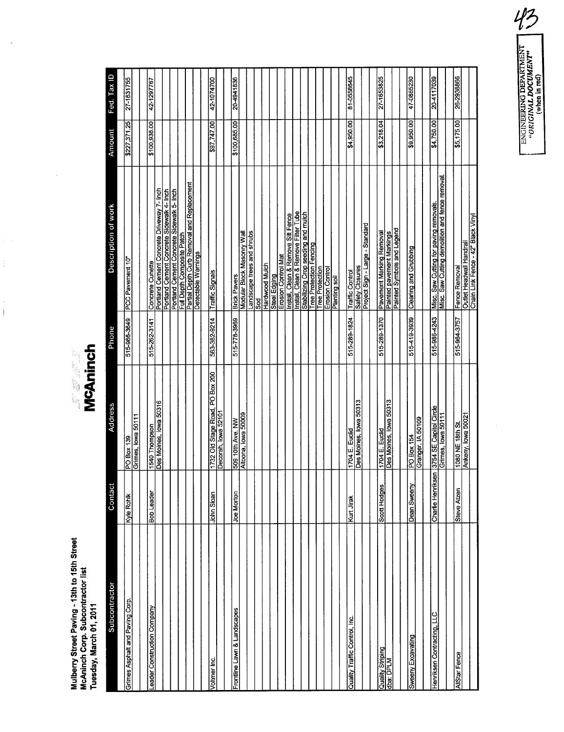**Mulberry Street Paving - 13th to 15th Street**
**McAninch Corp. Subcontractor list**
**Tuesday, March 01, 2011**

# McAninch

| Subcontractor | Contact | Address | Phone | Description of work | Amount | Fed. Tax ID |
|---|---|---|---|---|---|---|
| Grimes Asphalt and Paving Corp. | Kyle Rohlk | PO Box 139 | 515-986-3649 | PCC Pavement 10" | $227,371.25 | 27-1831755 |
| | | Grimes, Iowa 50111 | | | | |
| | | | | | | |
| Leader Construction Company | Bob Leader | 1540 Thompson | 515-262-3141 | Concrete Cunette | $100,938.00 | 42-1297767 |
| | | Des Moines, Iowa 50316 | | Portland Cement Concrete Driveway 7- Inch | | |
| | | | | Portland Cement Concrete Sidewalk 4- Inch | | |
| | | | | Portland Cement Concrete Sidewalk 5- Inch | | |
| | | | | Full Depth Composite Patch | | |
| | | | | Partial Depth Curb Removal and Replacement | | |
| | | | | Detectable Warnings | | |
| | | | | | | |
| Voltmer Inc. | John Sloan | 1732 Old Stage Road, PO Box 200 | 563-382-9214 | Traffic Signals | $97,747.00 | 42-1074700 |
| | | Decorah, Iowa 52101 | | | | |
| | | | | | | |
| Frontline Lawn & Landscapes | Joe Morton | 509 10th Ave. NW | 515-778-3969 | Brick Pavers | $100,685.00 | 20-4941836 |
| | | Altoona, Iowa 50009 | | Modular Block Masonry Wall | | |
| | | | | Landscape trees and shrubs | | |
| | | | | Sod | | |
| | | | | Hardwood Mulch | | |
| | | | | Steel Edging | | |
| | | | | Erosion Control Mat | | |
| | | | | Install, Clean & Remove Silt Fence | | |
| | | | | Install, Clean & Remove Filter Tube | | |
| | | | | Stabilizing Crop seeding and mulch | | |
| | | | | Tree Protection Fencing | | |
| | | | | Tree Protection | | |
| | | | | Erosion Control | | |
| | | | | Planting soil | | |
| | | | | | | |
| Quality Traffic Control, Inc. | Kurt Jirak | 1704 E. Euclid | 515-289-1824 | Traffic Control | $4,950.00 | 81-0558645 |
| | | Des Moines, Iowa 50313 | | Safety Closures | | |
| | | | | Project Sign - Large - Standard | | |
| | | | | | | |
| Quality Striping dba: DPLM | Scott Hodges | 1704 E. Euclid | 515-289-1370 | Pavement Marking Removal | $3,218.04 | 27-1653825 |
| | | Des Moines, Iowa 50313 | | Painted pavement Markings | | |
| | | | | Painted Symbols and Legend | | |
| | | | | | | |
| Sweeny Excavating | Dean Sweeny | PO Box 154 | 515-419-3939 | Clearing and Grubbing | $9,950.00 | 47-0865230 |
| | | Granger, IA 50109 | | | | |
| | | | | | | |
| Henriksen Contracting, LLC | Charlie Henriksen | 3754 SE Capitol Circle | 515-986-4243 | Misc. Saw Cutting for paving removals. | $4,750.00 | 20-4117039 |
| | | Grimes, Iowa 50111 | | Misc. Saw Cutting demolition and fence removal. | | |
| | | | | | | |
| AllStar Fence | Steve Atzen | 1080 NE 18th St. | 515-964-3757 | Fence Removal | $5,175.00 | 26-2938866 |
| | | Ankeny, Iowa 50021 | | Outlet Headwall Handrail | | |
| | | | | Chain Link Fence - 42" Black Vinyl | | |

ENGINEERING DEPARTMENT
"ORIGINAL DOCUMENT"
(when in red)